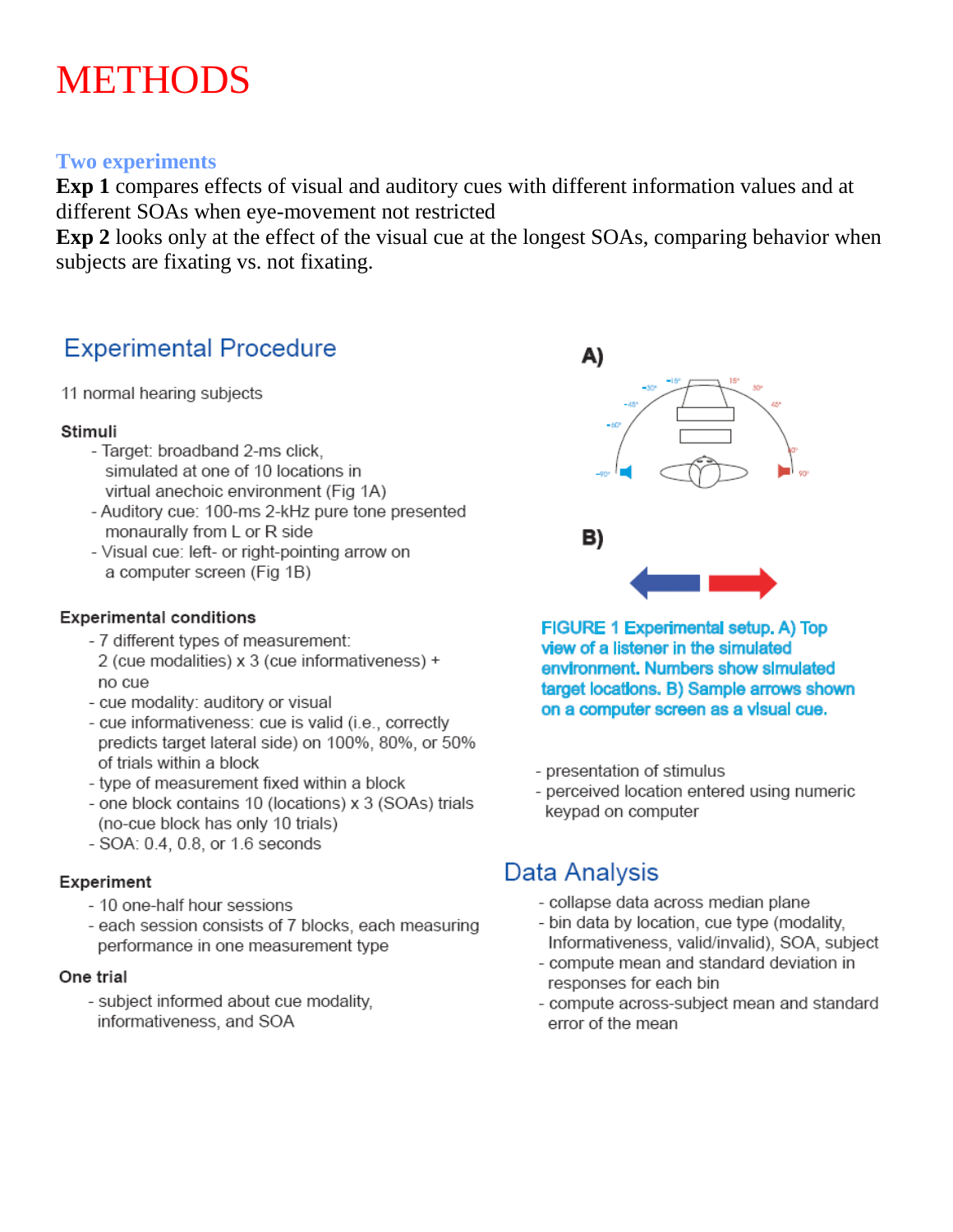# METHODS

## Two experiments

**Exp 1** compares effects of visual and auditory cues with different information values and at different SOAs when eye-movement not restricted

**Exp 2** looks only at the effect of the visual cue at the longest SOAs, comparing behavior when subjects are fixating vs. not fixating.

## Experimental Procedure

11 normal hearing subjects

### Stimuli

- Target: broadband 2-ms click, simulated at one of 10 locations in virtual anechoic environment (Fig 1A)
- Auditory cue: 100-ms 2-kHz pure tone presented monaurally from L or R side
- Visual cue: left- or right-pointing arrow on a computer screen (Fig 1B)

### Experimental conditions

- 7 different types of measurement: 2 (cue modalities) x 3 (cue informativeness) + no cue
- cue modality: auditory or visual
- cue informativeness: cue is valid (i.e., correctly predicts target lateral side) on 100%, 80%, or 50% of trials within a block
- type of measurement fixed within a block
- one block contains 10 (locations) x 3 (SOAs) trials (no-cue block has only 10 trials)
- SOA: 0.4, 0.8, or 1.6 seconds

### Experiment

- 10 one-half hour sessions
- each session consists of 7 blocks, each measuring performance in one measurement type

### One trial

- subject informed about cue modality, informativeness, and SOA
- presentation of stimulus
- perceived location entered using numeric keypad on computer

FIGURE 1 Experimental setup. A) Top view of a listener in the simulated environment. Numbers show simulated target locations. B) Sample arrows shown on a computer screen as a visual cue.

## Data Analysis

- collapse data across median plane
- bin data by location, cue type (modality, Informativeness, valid/invalid), SOA, subject
- compute mean and standard deviation in responses for each bin
- compute across-subject mean and standard error of the mean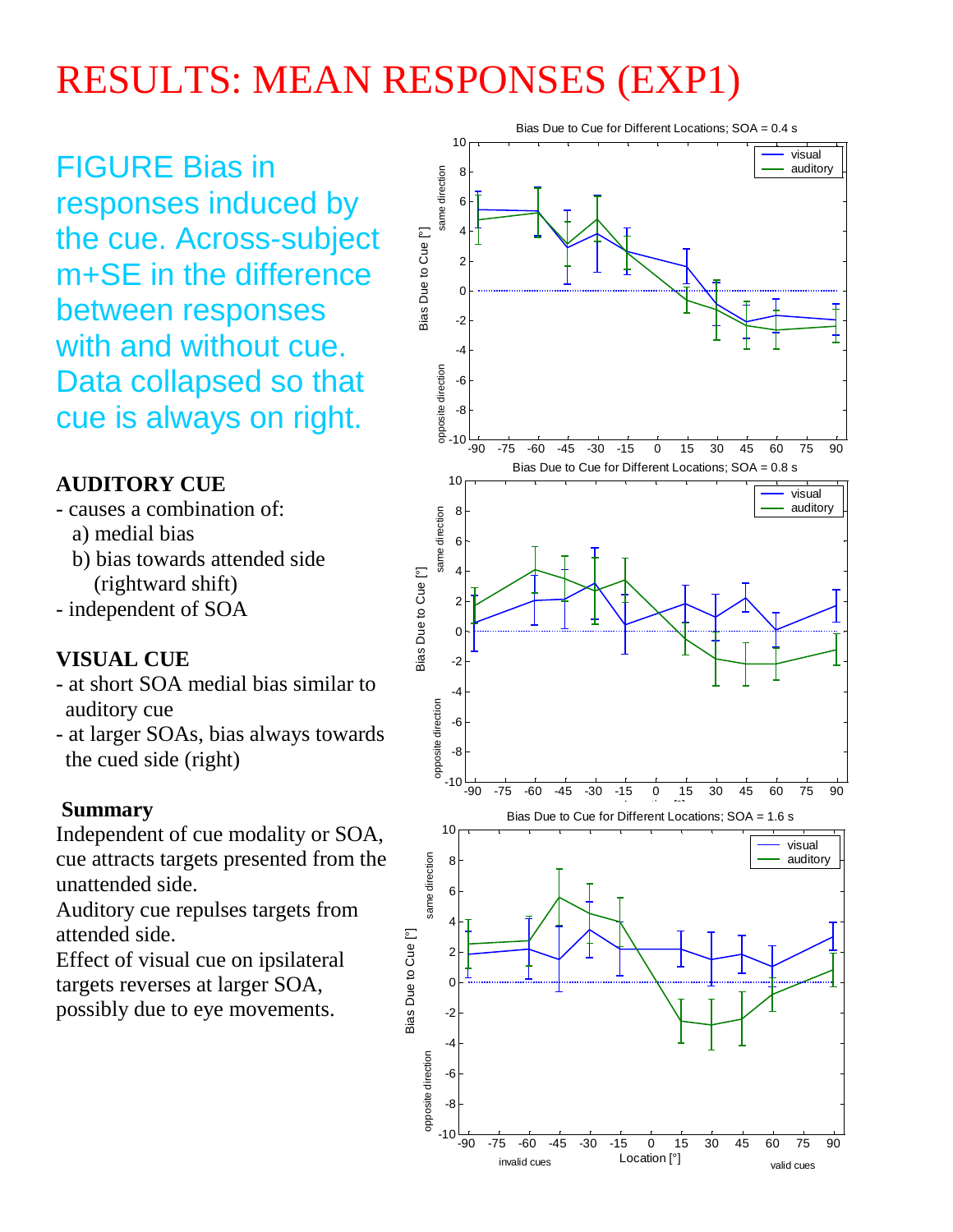# RESULTS: MEAN RESPONSES (EXP1)

FIGURE Bias in responses induced by the cue. Across-subject m+SE in the difference between responses with and without cue. Data collapsed so that cue is always on right.

**AUDITORY CUE**

- causes a combination of:
  - a) medial bias
  - b) bias towards attended side (rightward shift)
- independent of SOA

**VISUAL CUE**

- at short SOA medial bias similar to auditory cue
- at larger SOAs, bias always towards the cued side (right)

**Summary**

Independent of cue modality or SOA, cue attracts targets presented from the unattended side.

Auditory cue repulses targets from attended side.

Effect of visual cue on ipsilateral targets reverses at larger SOA, possibly due to eye movements.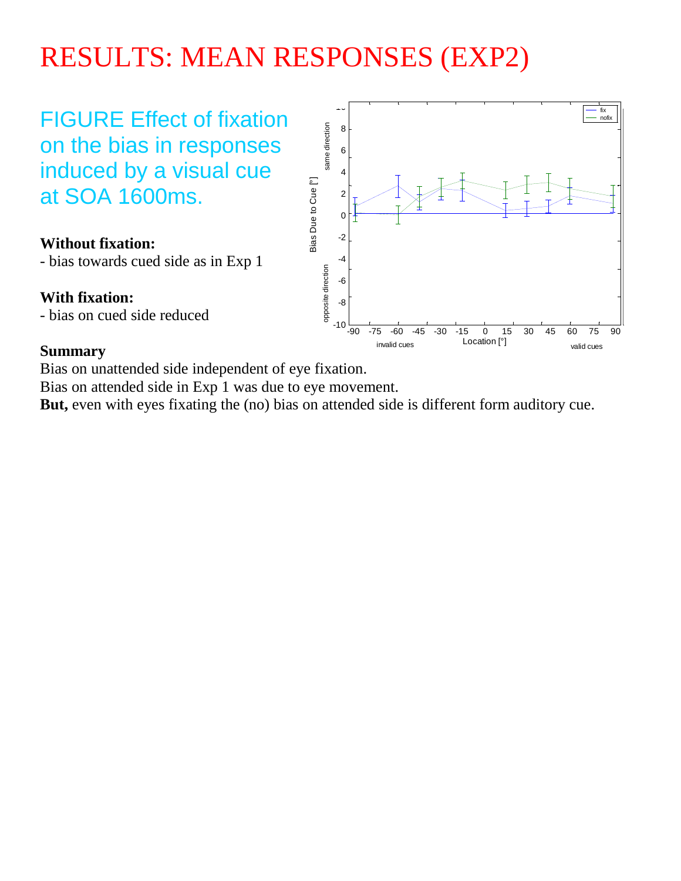# RESULTS: MEAN RESPONSES (EXP2)

## FIGURE Effect of fixation on the bias in responses induced by a visual cue at SOA 1600ms.

**Without fixation:**
- bias towards cued side as in Exp 1

**With fixation:**
- bias on cued side reduced

**Summary**

Bias on unattended side independent of eye fixation.
Bias on attended side in Exp 1 was due to eye movement.
**But,** even with eyes fixating the (no) bias on attended side is different form auditory cue.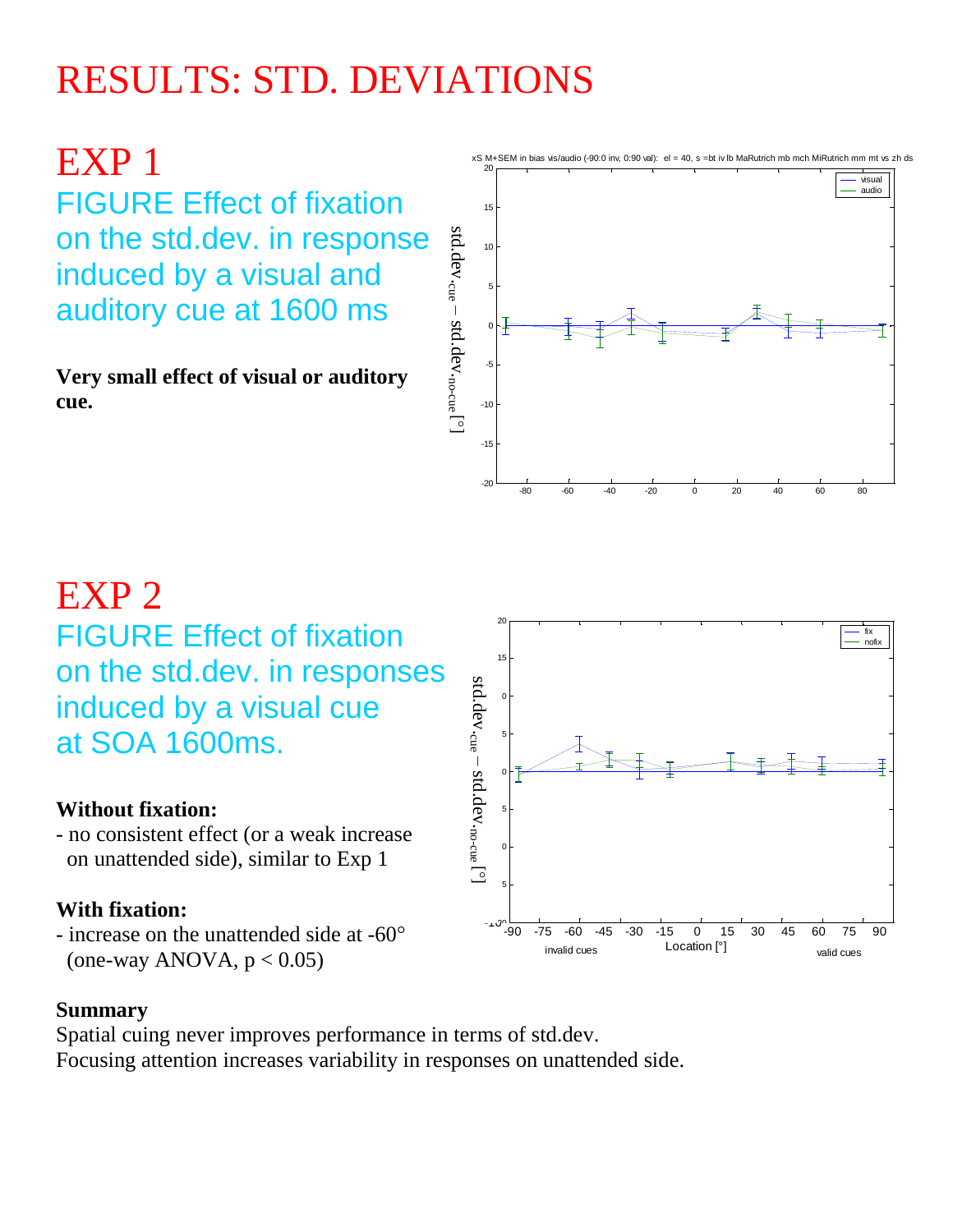# RESULTS: STD. DEVIATIONS

## EXP 1

FIGURE Effect of fixation on the std.dev. in response induced by a visual and auditory cue at 1600 ms

**Very small effect of visual or auditory cue.**

## EXP 2

FIGURE Effect of fixation on the std.dev. in responses induced by a visual cue at SOA 1600ms.

**Without fixation:**

- no consistent effect (or a weak increase on unattended side), similar to Exp 1

**With fixation:**

- increase on the unattended side at -60° (one-way ANOVA, $p < 0.05$)

**Summary**

Spatial cuing never improves performance in terms of std.dev.
Focusing attention increases variability in responses on unattended side.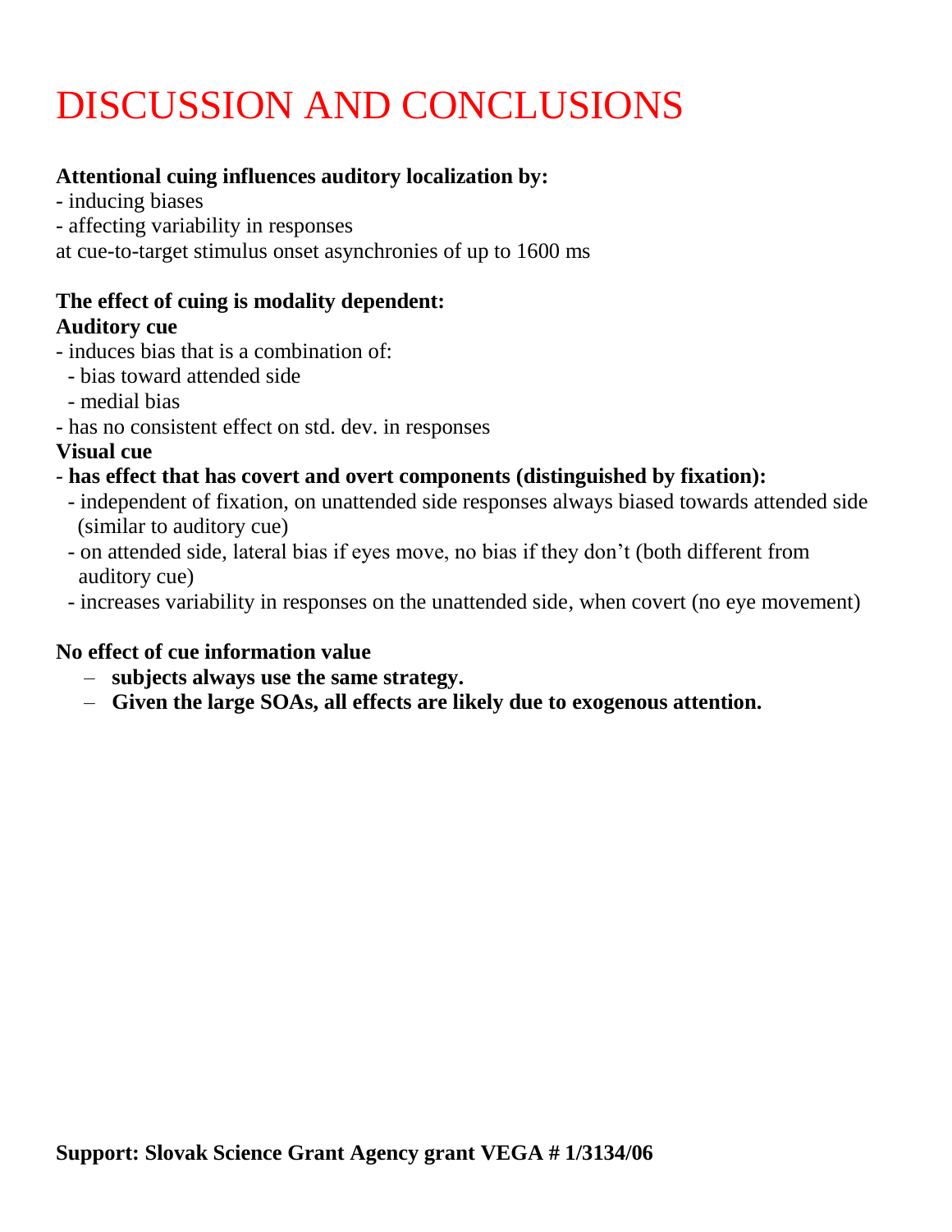# DISCUSSION AND CONCLUSIONS

**Attentional cuing influences auditory localization by:**

- inducing biases
- affecting variability in responses

at cue-to-target stimulus onset asynchronies of up to 1600 ms

**The effect of cuing is modality dependent:**

**Auditory cue**

- induces bias that is a combination of:
  - bias toward attended side
  - medial bias
- has no consistent effect on std. dev. in responses

**Visual cue**

- **has effect that has covert and overt components (distinguished by fixation):**
  - independent of fixation, on unattended side responses always biased towards attended side (similar to auditory cue)
  - on attended side, lateral bias if eyes move, no bias if they don't (both different from auditory cue)
  - increases variability in responses on the unattended side, when covert (no eye movement)

**No effect of cue information value**

- **subjects always use the same strategy.**
- **Given the large SOAs, all effects are likely due to exogenous attention.**

**Support: Slovak Science Grant Agency grant VEGA # 1/3134/06**